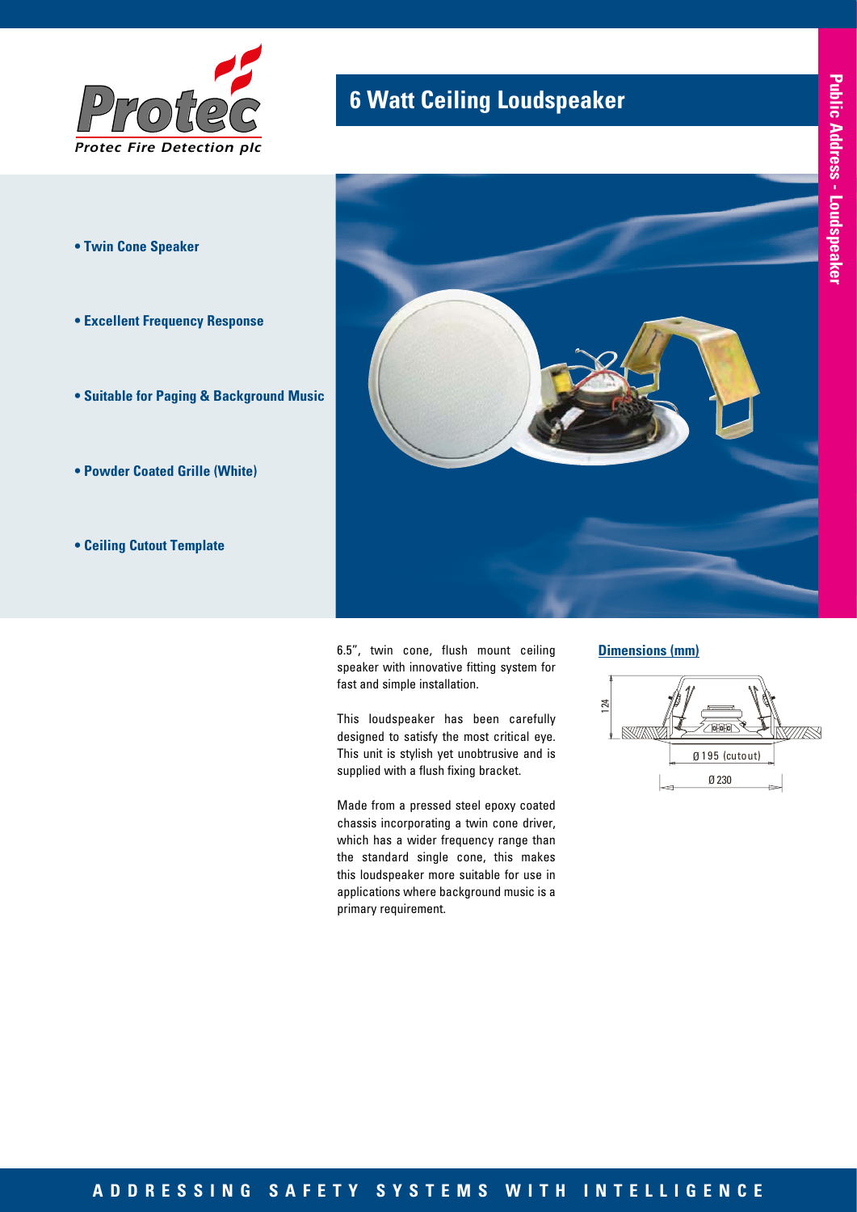Protec Fire Detection plc

# 6 Watt Ceiling Loudspeaker

Public Address - Loudspeaker

- **Twin Cone Speaker**
- **Excellent Frequency Response**
- **Suitable for Paging & Background Music**
- **Powder Coated Grille (White)**
- **Ceiling Cutout Template**

6.5", twin cone, flush mount ceiling speaker with innovative fitting system for fast and simple installation.

This loudspeaker has been carefully designed to satisfy the most critical eye. This unit is stylish yet unobtrusive and is supplied with a flush fixing bracket.

Made from a pressed steel epoxy coated chassis incorporating a twin cone driver, which has a wider frequency range than the standard single cone, this makes this loudspeaker more suitable for use in applications where background music is a primary requirement.

**Dimensions (mm)**

124

Ø 195 (cutout)

Ø 230

**ADDRESSING SAFETY SYSTEMS WITH INTELLIGENCE**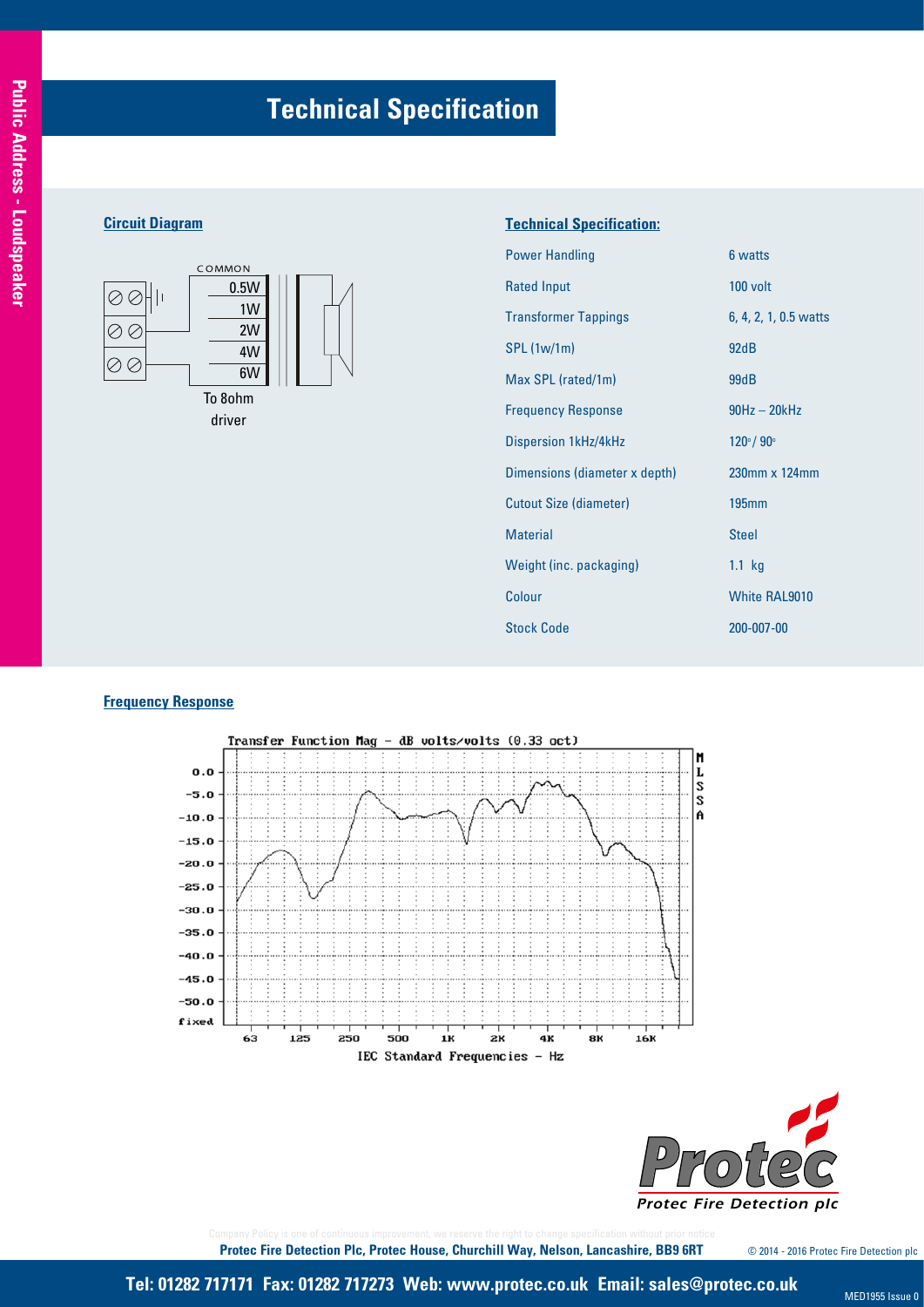# Technical Specification

## Circuit Diagram

COMMON
0.5W
1W
2W
4W
6W
To 8ohm
driver

## Technical Specification:

| | |
|---|---|
| Power Handling | 6 watts |
| Rated Input | 100 volt |
| Transformer Tappings | 6, 4, 2, 1, 0.5 watts |
| SPL (1w/1m) | 92dB |
| Max SPL (rated/1m) | 99dB |
| Frequency Response | 90Hz – 20kHz |
| Dispersion 1kHz/4kHz | 120°/ 90° |
| Dimensions (diameter x depth) | 230mm x 124mm |
| Cutout Size (diameter) | 195mm |
| Material | Steel |
| Weight (inc. packaging) | 1.1 kg |
| Colour | White RAL9010 |
| Stock Code | 200-007-00 |

## Frequency Response

Transfer Function Mag - dB volts/volts (0.33 oct)

0.0
-5.0
-10.0
-15.0
-20.0
-25.0
-30.0
-35.0
-40.0
-45.0
-50.0
fixed

MLSSA

63 125 250 500 1K 2K 4K 8K 16K

IEC Standard Frequencies - Hz

Protec Fire Detection plc

Company Policy is one of continuous improvement, we reserve the right to change specification without prior notice

**Protec Fire Detection Plc, Protec House, Churchill Way, Nelson, Lancashire, BB9 6RT**

© 2014 - 2016 Protec Fire Detection plc

**Tel: 01282 717171 Fax: 01282 717273 Web: www.protec.co.uk Email: sales@protec.co.uk**

MED1955 Issue 0